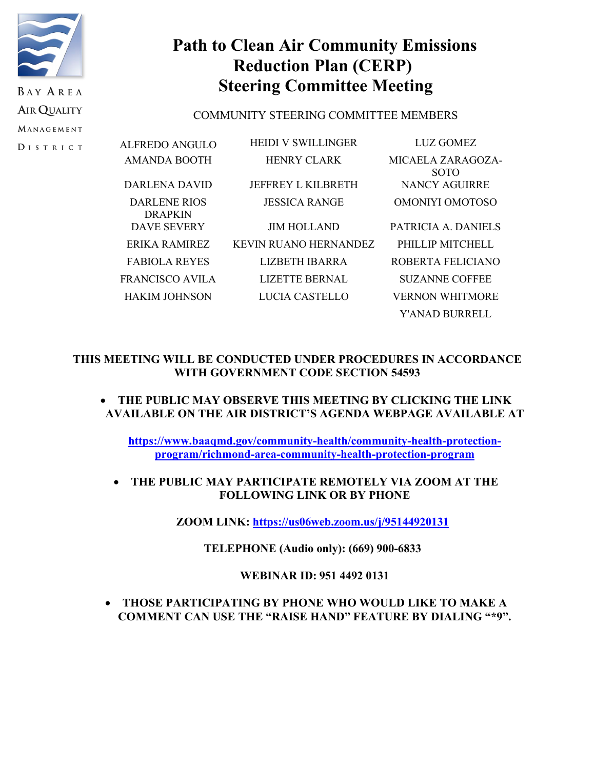BAY AREA AIR QUALITY MANAGEMENT DISTRICT

# Path to Clean Air Community Emissions Reduction Plan (CERP) Steering Committee Meeting

COMMUNITY STEERING COMMITTEE MEMBERS

| | | |
|---|---|---|
| ALFREDO ANGULO | HEIDI V SWILLINGER | LUZ GOMEZ |
| AMANDA BOOTH | HENRY CLARK | MICAELA ZARAGOZA-SOTO |
| DARLENA DAVID | JEFFREY L KILBRETH | NANCY AGUIRRE |
| DARLENE RIOS DRAPKIN | JESSICA RANGE | OMONIYI OMOTOSO |
| DAVE SEVERY | JIM HOLLAND | PATRICIA A. DANIELS |
| ERIKA RAMIREZ | KEVIN RUANO HERNANDEZ | PHILLIP MITCHELL |
| FABIOLA REYES | LIZBETH IBARRA | ROBERTA FELICIANO |
| FRANCISCO AVILA | LIZETTE BERNAL | SUZANNE COFFEE |
| HAKIM JOHNSON | LUCIA CASTELLO | VERNON WHITMORE |
| | | Y'ANAD BURRELL |

**THIS MEETING WILL BE CONDUCTED UNDER PROCEDURES IN ACCORDANCE WITH GOVERNMENT CODE SECTION 54593**

- **THE PUBLIC MAY OBSERVE THIS MEETING BY CLICKING THE LINK AVAILABLE ON THE AIR DISTRICT'S AGENDA WEBPAGE AVAILABLE AT**

  **https://www.baaqmd.gov/community-health/community-health-protection-program/richmond-area-community-health-protection-program**

- **THE PUBLIC MAY PARTICIPATE REMOTELY VIA ZOOM AT THE FOLLOWING LINK OR BY PHONE**

  **ZOOM LINK: https://us06web.zoom.us/j/95144920131**

  **TELEPHONE (Audio only): (669) 900-6833**

  **WEBINAR ID: 951 4492 0131**

- **THOSE PARTICIPATING BY PHONE WHO WOULD LIKE TO MAKE A COMMENT CAN USE THE "RAISE HAND" FEATURE BY DIALING "*9".**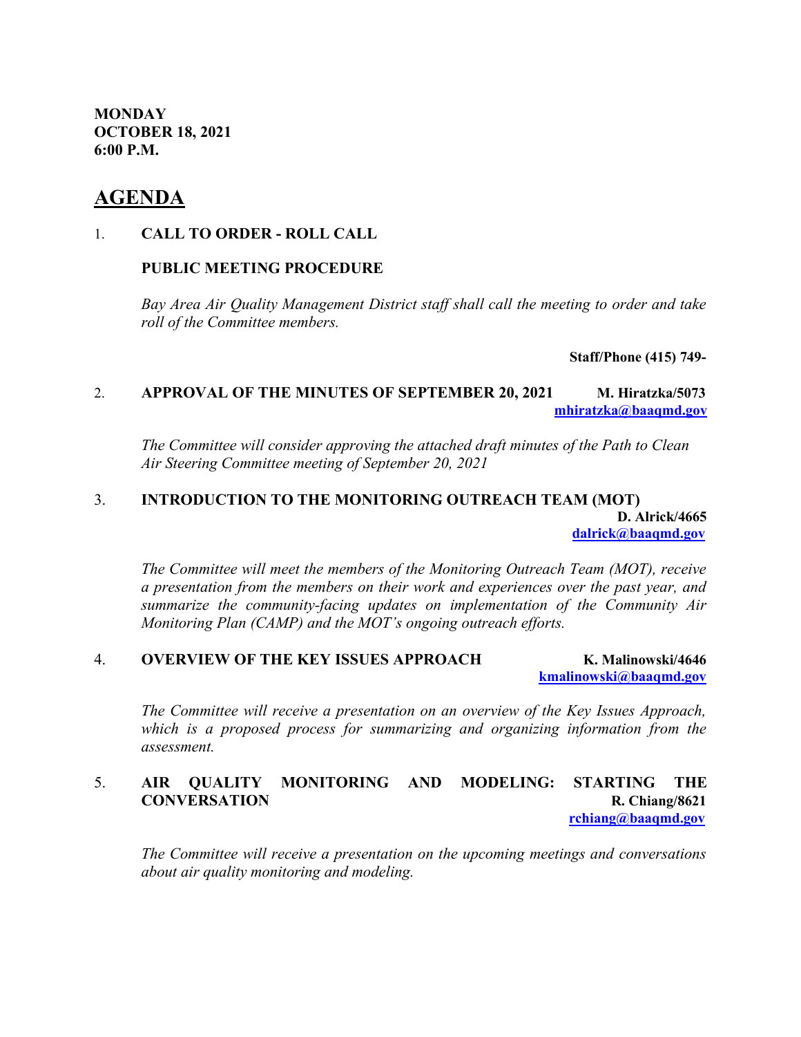**MONDAY**
**OCTOBER 18, 2021**
**6:00 P.M.**

# AGENDA

1. **CALL TO ORDER - ROLL CALL**

   **PUBLIC MEETING PROCEDURE**

   *Bay Area Air Quality Management District staff shall call the meeting to order and take roll of the Committee members.*

   **Staff/Phone (415) 749-**

2. **APPROVAL OF THE MINUTES OF SEPTEMBER 20, 2021** **M. Hiratzka/5073** mhiratzka@baaqmd.gov

   *The Committee will consider approving the attached draft minutes of the Path to Clean Air Steering Committee meeting of September 20, 2021*

3. **INTRODUCTION TO THE MONITORING OUTREACH TEAM (MOT)** **D. Alrick/4665** dalrick@baaqmd.gov

   *The Committee will meet the members of the Monitoring Outreach Team (MOT), receive a presentation from the members on their work and experiences over the past year, and summarize the community-facing updates on implementation of the Community Air Monitoring Plan (CAMP) and the MOT's ongoing outreach efforts.*

4. **OVERVIEW OF THE KEY ISSUES APPROACH** **K. Malinowski/4646** kmalinowski@baaqmd.gov

   *The Committee will receive a presentation on an overview of the Key Issues Approach, which is a proposed process for summarizing and organizing information from the assessment.*

5. **AIR QUALITY MONITORING AND MODELING: STARTING THE CONVERSATION** **R. Chiang/8621** rchiang@baaqmd.gov

   *The Committee will receive a presentation on the upcoming meetings and conversations about air quality monitoring and modeling.*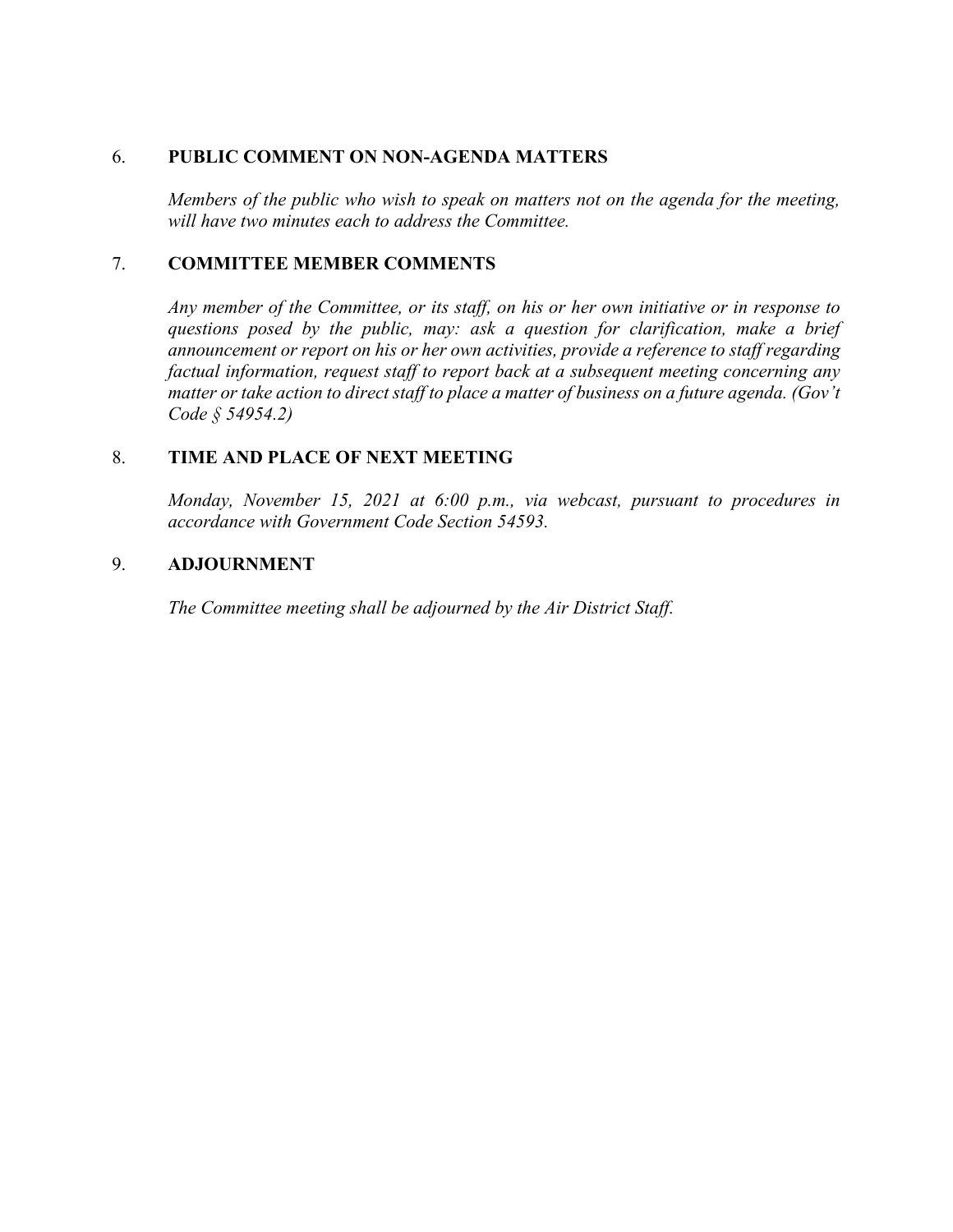## 6. PUBLIC COMMENT ON NON-AGENDA MATTERS

*Members of the public who wish to speak on matters not on the agenda for the meeting, will have two minutes each to address the Committee.*

## 7. COMMITTEE MEMBER COMMENTS

*Any member of the Committee, or its staff, on his or her own initiative or in response to questions posed by the public, may: ask a question for clarification, make a brief announcement or report on his or her own activities, provide a reference to staff regarding factual information, request staff to report back at a subsequent meeting concerning any matter or take action to direct staff to place a matter of business on a future agenda. (Gov't Code § 54954.2)*

## 8. TIME AND PLACE OF NEXT MEETING

*Monday, November 15, 2021 at 6:00 p.m., via webcast, pursuant to procedures in accordance with Government Code Section 54593.*

## 9. ADJOURNMENT

*The Committee meeting shall be adjourned by the Air District Staff.*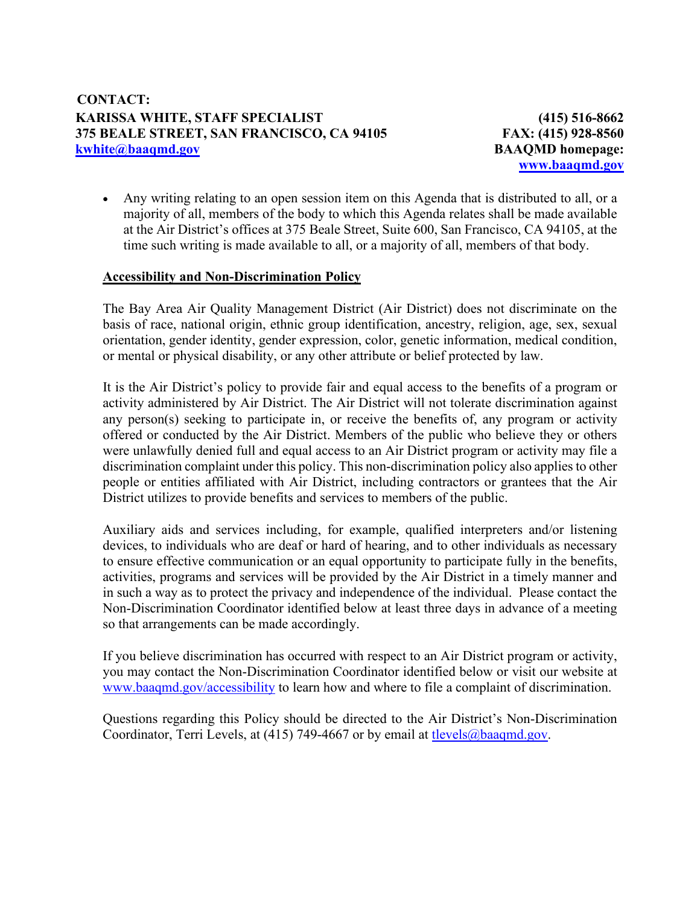**CONTACT:**

**KARISSA WHITE, STAFF SPECIALIST** **(415) 516-8662**
**375 BEALE STREET, SAN FRANCISCO, CA 94105** **FAX: (415) 928-8560**
**kwhite@baaqmd.gov** **BAAQMD homepage: www.baaqmd.gov**

- Any writing relating to an open session item on this Agenda that is distributed to all, or a majority of all, members of the body to which this Agenda relates shall be made available at the Air District's offices at 375 Beale Street, Suite 600, San Francisco, CA 94105, at the time such writing is made available to all, or a majority of all, members of that body.

**Accessibility and Non-Discrimination Policy**

The Bay Area Air Quality Management District (Air District) does not discriminate on the basis of race, national origin, ethnic group identification, ancestry, religion, age, sex, sexual orientation, gender identity, gender expression, color, genetic information, medical condition, or mental or physical disability, or any other attribute or belief protected by law.

It is the Air District's policy to provide fair and equal access to the benefits of a program or activity administered by Air District. The Air District will not tolerate discrimination against any person(s) seeking to participate in, or receive the benefits of, any program or activity offered or conducted by the Air District. Members of the public who believe they or others were unlawfully denied full and equal access to an Air District program or activity may file a discrimination complaint under this policy. This non-discrimination policy also applies to other people or entities affiliated with Air District, including contractors or grantees that the Air District utilizes to provide benefits and services to members of the public.

Auxiliary aids and services including, for example, qualified interpreters and/or listening devices, to individuals who are deaf or hard of hearing, and to other individuals as necessary to ensure effective communication or an equal opportunity to participate fully in the benefits, activities, programs and services will be provided by the Air District in a timely manner and in such a way as to protect the privacy and independence of the individual. Please contact the Non-Discrimination Coordinator identified below at least three days in advance of a meeting so that arrangements can be made accordingly.

If you believe discrimination has occurred with respect to an Air District program or activity, you may contact the Non-Discrimination Coordinator identified below or visit our website at www.baaqmd.gov/accessibility to learn how and where to file a complaint of discrimination.

Questions regarding this Policy should be directed to the Air District's Non-Discrimination Coordinator, Terri Levels, at (415) 749-4667 or by email at tlevels@baaqmd.gov.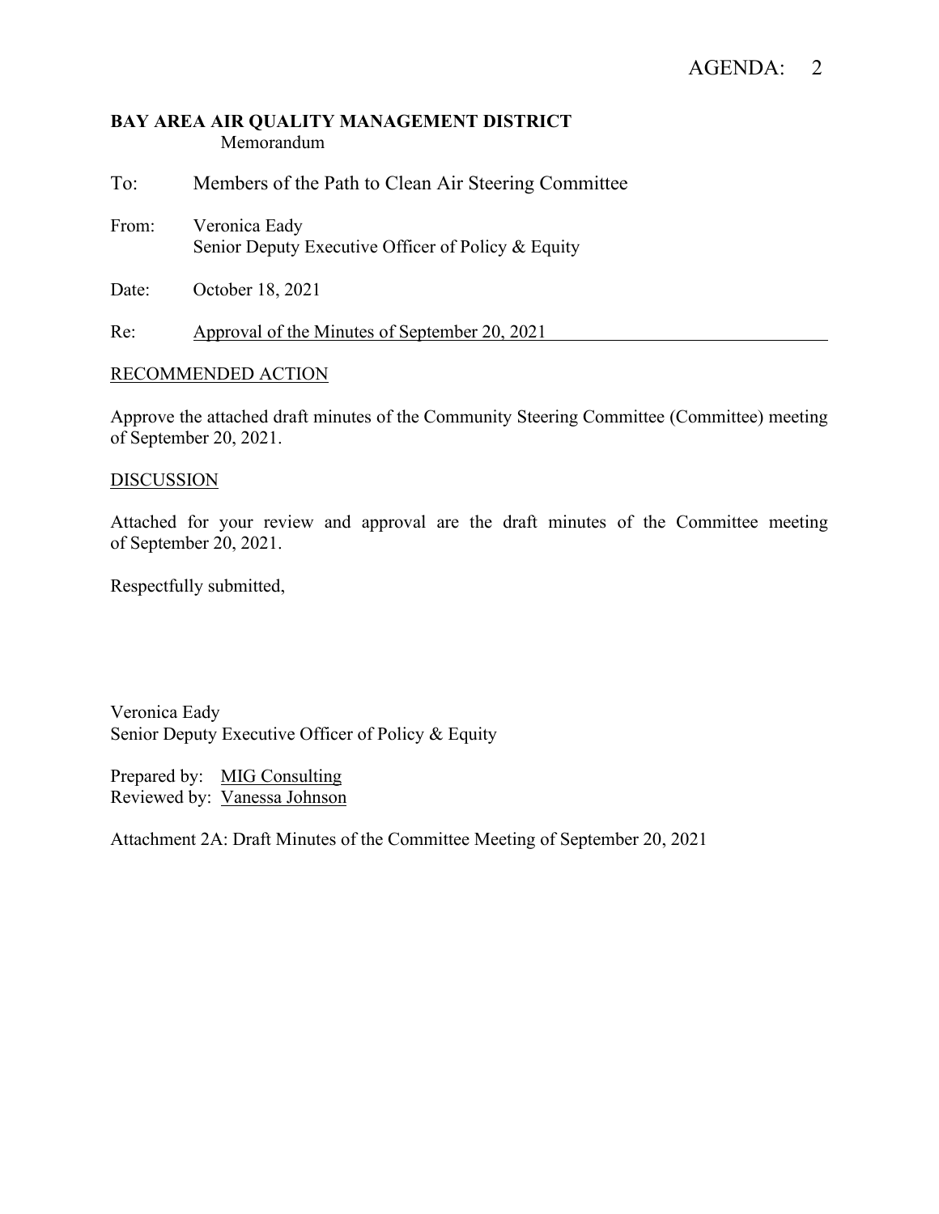AGENDA: 2

**BAY AREA AIR QUALITY MANAGEMENT DISTRICT**
Memorandum

To: Members of the Path to Clean Air Steering Committee

From: Veronica Eady
Senior Deputy Executive Officer of Policy & Equity

Date: October 18, 2021

Re: Approval of the Minutes of September 20, 2021

RECOMMENDED ACTION

Approve the attached draft minutes of the Community Steering Committee (Committee) meeting of September 20, 2021.

DISCUSSION

Attached for your review and approval are the draft minutes of the Committee meeting of September 20, 2021.

Respectfully submitted,

Veronica Eady
Senior Deputy Executive Officer of Policy & Equity

Prepared by: MIG Consulting
Reviewed by: Vanessa Johnson

Attachment 2A: Draft Minutes of the Committee Meeting of September 20, 2021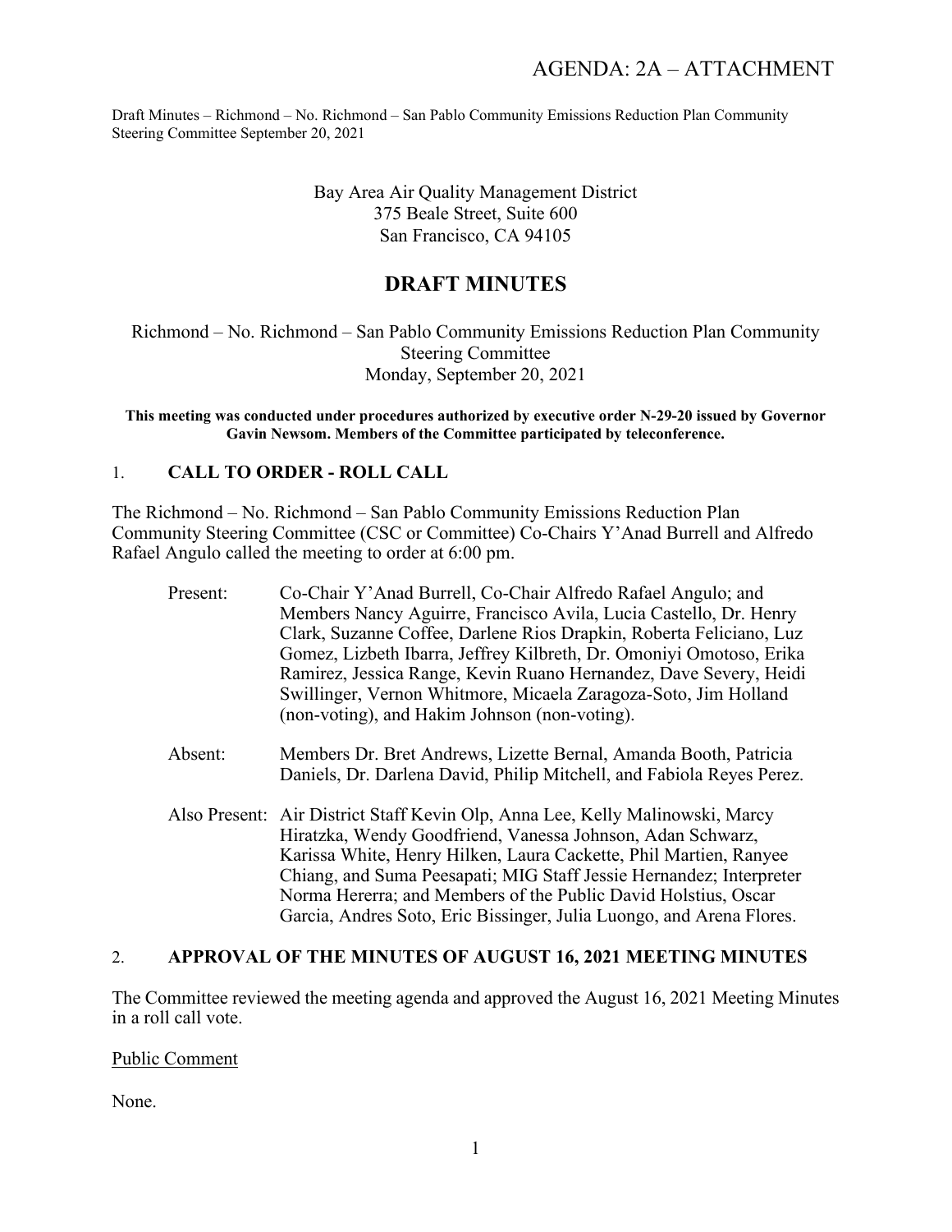AGENDA: 2A – ATTACHMENT

Draft Minutes – Richmond – No. Richmond – San Pablo Community Emissions Reduction Plan Community Steering Committee September 20, 2021

Bay Area Air Quality Management District
375 Beale Street, Suite 600
San Francisco, CA 94105

# DRAFT MINUTES

Richmond – No. Richmond – San Pablo Community Emissions Reduction Plan Community Steering Committee
Monday, September 20, 2021

**This meeting was conducted under procedures authorized by executive order N-29-20 issued by Governor Gavin Newsom. Members of the Committee participated by teleconference.**

## 1. CALL TO ORDER - ROLL CALL

The Richmond – No. Richmond – San Pablo Community Emissions Reduction Plan Community Steering Committee (CSC or Committee) Co-Chairs Y'Anad Burrell and Alfredo Rafael Angulo called the meeting to order at 6:00 pm.

Present: Co-Chair Y'Anad Burrell, Co-Chair Alfredo Rafael Angulo; and Members Nancy Aguirre, Francisco Avila, Lucia Castello, Dr. Henry Clark, Suzanne Coffee, Darlene Rios Drapkin, Roberta Feliciano, Luz Gomez, Lizbeth Ibarra, Jeffrey Kilbreth, Dr. Omoniyi Omotoso, Erika Ramirez, Jessica Range, Kevin Ruano Hernandez, Dave Severy, Heidi Swillinger, Vernon Whitmore, Micaela Zaragoza-Soto, Jim Holland (non-voting), and Hakim Johnson (non-voting).

Absent: Members Dr. Bret Andrews, Lizette Bernal, Amanda Booth, Patricia Daniels, Dr. Darlena David, Philip Mitchell, and Fabiola Reyes Perez.

Also Present: Air District Staff Kevin Olp, Anna Lee, Kelly Malinowski, Marcy Hiratzka, Wendy Goodfriend, Vanessa Johnson, Adan Schwarz, Karissa White, Henry Hilken, Laura Cackette, Phil Martien, Ranyee Chiang, and Suma Peesapati; MIG Staff Jessie Hernandez; Interpreter Norma Hererra; and Members of the Public David Holstius, Oscar Garcia, Andres Soto, Eric Bissinger, Julia Luongo, and Arena Flores.

## 2. APPROVAL OF THE MINUTES OF AUGUST 16, 2021 MEETING MINUTES

The Committee reviewed the meeting agenda and approved the August 16, 2021 Meeting Minutes in a roll call vote.

Public Comment

None.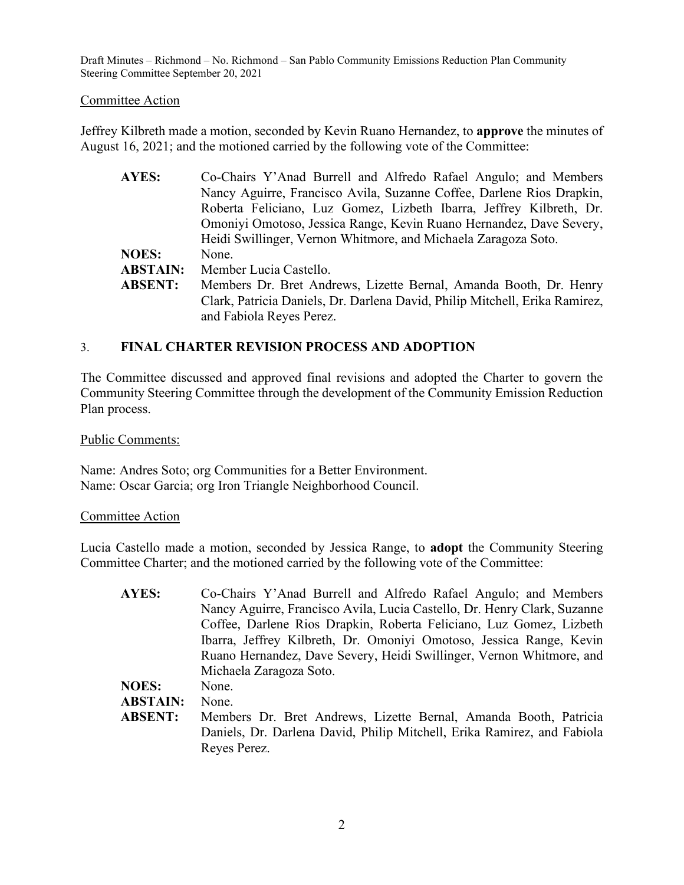Committee Action

Jeffrey Kilbreth made a motion, seconded by Kevin Ruano Hernandez, to **approve** the minutes of August 16, 2021; and the motioned carried by the following vote of the Committee:

| | |
|---|---|
| **AYES:** | Co-Chairs Y'Anad Burrell and Alfredo Rafael Angulo; and Members Nancy Aguirre, Francisco Avila, Suzanne Coffee, Darlene Rios Drapkin, Roberta Feliciano, Luz Gomez, Lizbeth Ibarra, Jeffrey Kilbreth, Dr. Omoniyi Omotoso, Jessica Range, Kevin Ruano Hernandez, Dave Severy, Heidi Swillinger, Vernon Whitmore, and Michaela Zaragoza Soto. |
| **NOES:** | None. |
| **ABSTAIN:** | Member Lucia Castello. |
| **ABSENT:** | Members Dr. Bret Andrews, Lizette Bernal, Amanda Booth, Dr. Henry Clark, Patricia Daniels, Dr. Darlena David, Philip Mitchell, Erika Ramirez, and Fabiola Reyes Perez. |

## 3. FINAL CHARTER REVISION PROCESS AND ADOPTION

The Committee discussed and approved final revisions and adopted the Charter to govern the Community Steering Committee through the development of the Community Emission Reduction Plan process.

Public Comments:

Name: Andres Soto; org Communities for a Better Environment.
Name: Oscar Garcia; org Iron Triangle Neighborhood Council.

Committee Action

Lucia Castello made a motion, seconded by Jessica Range, to **adopt** the Community Steering Committee Charter; and the motioned carried by the following vote of the Committee:

| | |
|---|---|
| **AYES:** | Co-Chairs Y'Anad Burrell and Alfredo Rafael Angulo; and Members Nancy Aguirre, Francisco Avila, Lucia Castello, Dr. Henry Clark, Suzanne Coffee, Darlene Rios Drapkin, Roberta Feliciano, Luz Gomez, Lizbeth Ibarra, Jeffrey Kilbreth, Dr. Omoniyi Omotoso, Jessica Range, Kevin Ruano Hernandez, Dave Severy, Heidi Swillinger, Vernon Whitmore, and Michaela Zaragoza Soto. |
| **NOES:** | None. |
| **ABSTAIN:** | None. |
| **ABSENT:** | Members Dr. Bret Andrews, Lizette Bernal, Amanda Booth, Patricia Daniels, Dr. Darlena David, Philip Mitchell, Erika Ramirez, and Fabiola Reyes Perez. |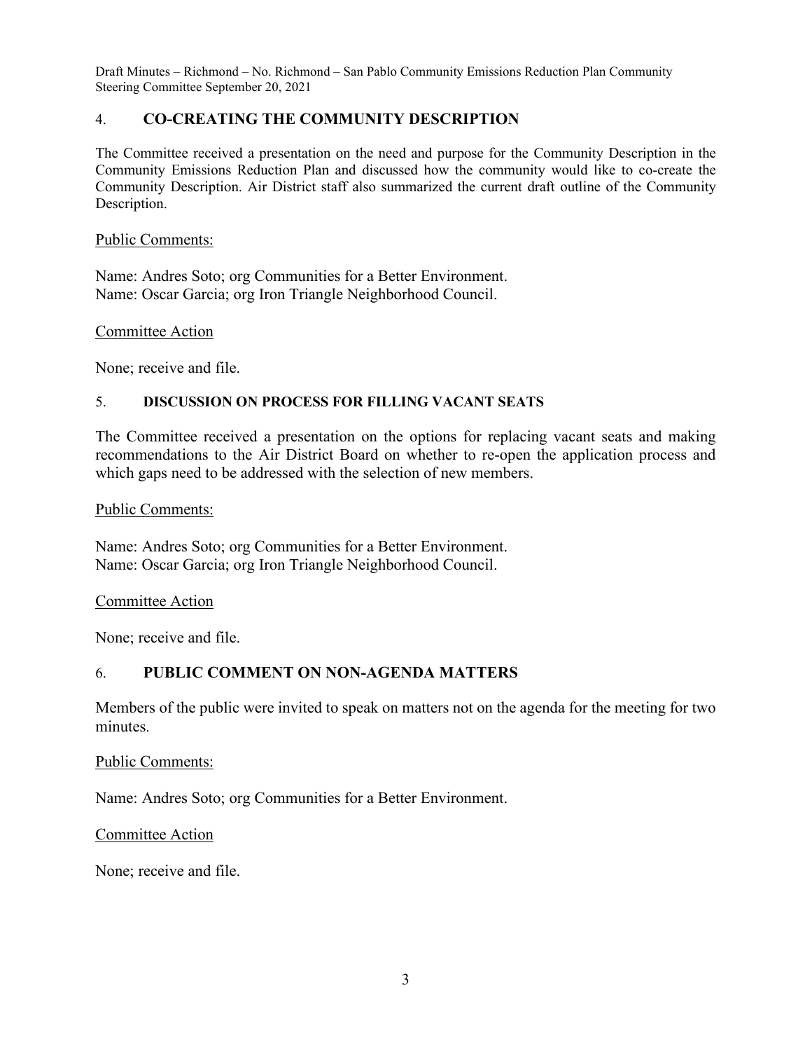## 4. CO-CREATING THE COMMUNITY DESCRIPTION

The Committee received a presentation on the need and purpose for the Community Description in the Community Emissions Reduction Plan and discussed how the community would like to co-create the Community Description. Air District staff also summarized the current draft outline of the Community Description.

Public Comments:

Name: Andres Soto; org Communities for a Better Environment.
Name: Oscar Garcia; org Iron Triangle Neighborhood Council.

Committee Action

None; receive and file.

## 5. DISCUSSION ON PROCESS FOR FILLING VACANT SEATS

The Committee received a presentation on the options for replacing vacant seats and making recommendations to the Air District Board on whether to re-open the application process and which gaps need to be addressed with the selection of new members.

Public Comments:

Name: Andres Soto; org Communities for a Better Environment.
Name: Oscar Garcia; org Iron Triangle Neighborhood Council.

Committee Action

None; receive and file.

## 6. PUBLIC COMMENT ON NON-AGENDA MATTERS

Members of the public were invited to speak on matters not on the agenda for the meeting for two minutes.

Public Comments:

Name: Andres Soto; org Communities for a Better Environment.

Committee Action

None; receive and file.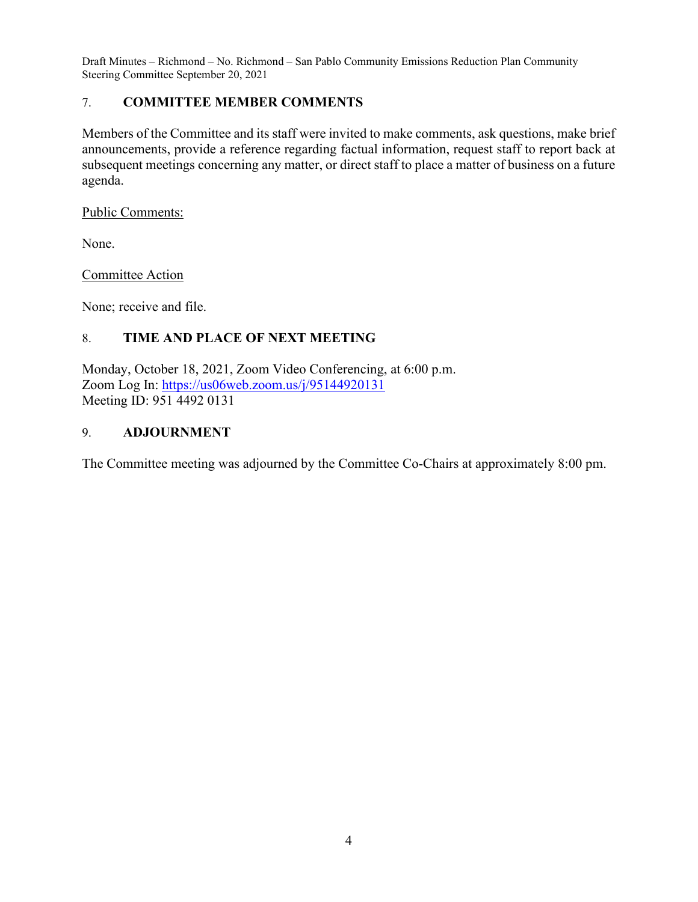## 7. COMMITTEE MEMBER COMMENTS

Members of the Committee and its staff were invited to make comments, ask questions, make brief announcements, provide a reference regarding factual information, request staff to report back at subsequent meetings concerning any matter, or direct staff to place a matter of business on a future agenda.

Public Comments:

None.

Committee Action

None; receive and file.

## 8. TIME AND PLACE OF NEXT MEETING

Monday, October 18, 2021, Zoom Video Conferencing, at 6:00 p.m.
Zoom Log In: https://us06web.zoom.us/j/95144920131
Meeting ID: 951 4492 0131

## 9. ADJOURNMENT

The Committee meeting was adjourned by the Committee Co-Chairs at approximately 8:00 pm.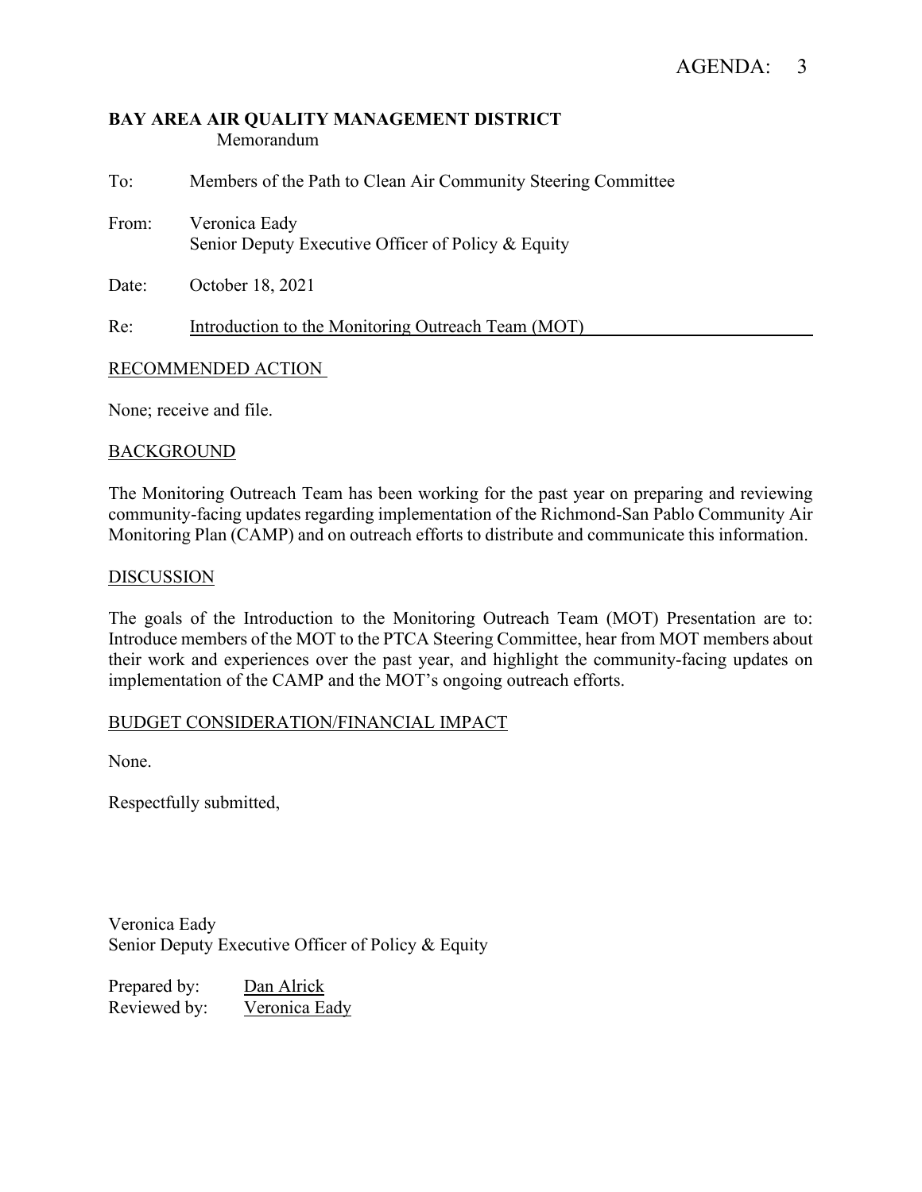AGENDA: 3

**BAY AREA AIR QUALITY MANAGEMENT DISTRICT**
Memorandum

To: Members of the Path to Clean Air Community Steering Committee

From: Veronica Eady
Senior Deputy Executive Officer of Policy & Equity

Date: October 18, 2021

Re: Introduction to the Monitoring Outreach Team (MOT)

## RECOMMENDED ACTION

None; receive and file.

## BACKGROUND

The Monitoring Outreach Team has been working for the past year on preparing and reviewing community-facing updates regarding implementation of the Richmond-San Pablo Community Air Monitoring Plan (CAMP) and on outreach efforts to distribute and communicate this information.

## DISCUSSION

The goals of the Introduction to the Monitoring Outreach Team (MOT) Presentation are to: Introduce members of the MOT to the PTCA Steering Committee, hear from MOT members about their work and experiences over the past year, and highlight the community-facing updates on implementation of the CAMP and the MOT's ongoing outreach efforts.

## BUDGET CONSIDERATION/FINANCIAL IMPACT

None.

Respectfully submitted,

Veronica Eady
Senior Deputy Executive Officer of Policy & Equity

Prepared by: Dan Alrick
Reviewed by: Veronica Eady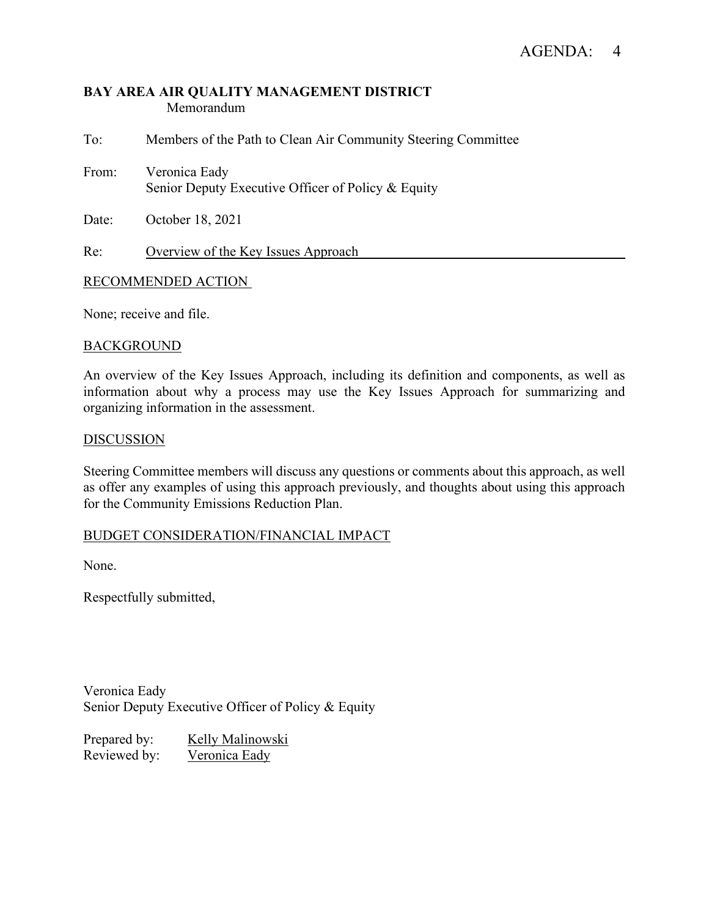AGENDA: 4

**BAY AREA AIR QUALITY MANAGEMENT DISTRICT**
Memorandum

To: Members of the Path to Clean Air Community Steering Committee

From: Veronica Eady
Senior Deputy Executive Officer of Policy & Equity

Date: October 18, 2021

Re: Overview of the Key Issues Approach

RECOMMENDED ACTION

None; receive and file.

BACKGROUND

An overview of the Key Issues Approach, including its definition and components, as well as information about why a process may use the Key Issues Approach for summarizing and organizing information in the assessment.

DISCUSSION

Steering Committee members will discuss any questions or comments about this approach, as well as offer any examples of using this approach previously, and thoughts about using this approach for the Community Emissions Reduction Plan.

BUDGET CONSIDERATION/FINANCIAL IMPACT

None.

Respectfully submitted,

Veronica Eady
Senior Deputy Executive Officer of Policy & Equity

Prepared by: Kelly Malinowski
Reviewed by: Veronica Eady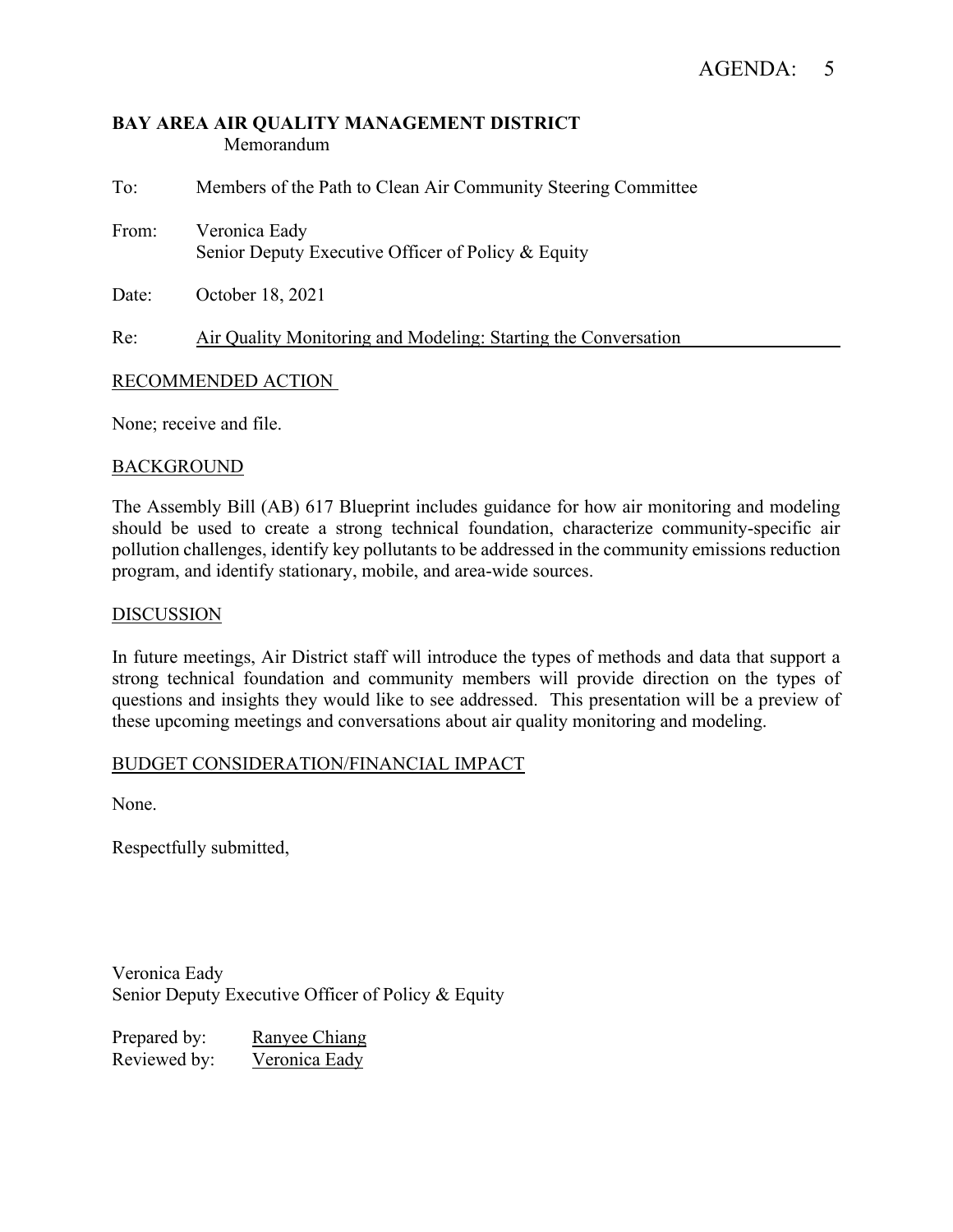AGENDA: 5

**BAY AREA AIR QUALITY MANAGEMENT DISTRICT**
Memorandum

To: Members of the Path to Clean Air Community Steering Committee

From: Veronica Eady
Senior Deputy Executive Officer of Policy & Equity

Date: October 18, 2021

Re: Air Quality Monitoring and Modeling: Starting the Conversation

## RECOMMENDED ACTION

None; receive and file.

## BACKGROUND

The Assembly Bill (AB) 617 Blueprint includes guidance for how air monitoring and modeling should be used to create a strong technical foundation, characterize community-specific air pollution challenges, identify key pollutants to be addressed in the community emissions reduction program, and identify stationary, mobile, and area-wide sources.

## DISCUSSION

In future meetings, Air District staff will introduce the types of methods and data that support a strong technical foundation and community members will provide direction on the types of questions and insights they would like to see addressed. This presentation will be a preview of these upcoming meetings and conversations about air quality monitoring and modeling.

## BUDGET CONSIDERATION/FINANCIAL IMPACT

None.

Respectfully submitted,

Veronica Eady
Senior Deputy Executive Officer of Policy & Equity

Prepared by: Ranyee Chiang
Reviewed by: Veronica Eady